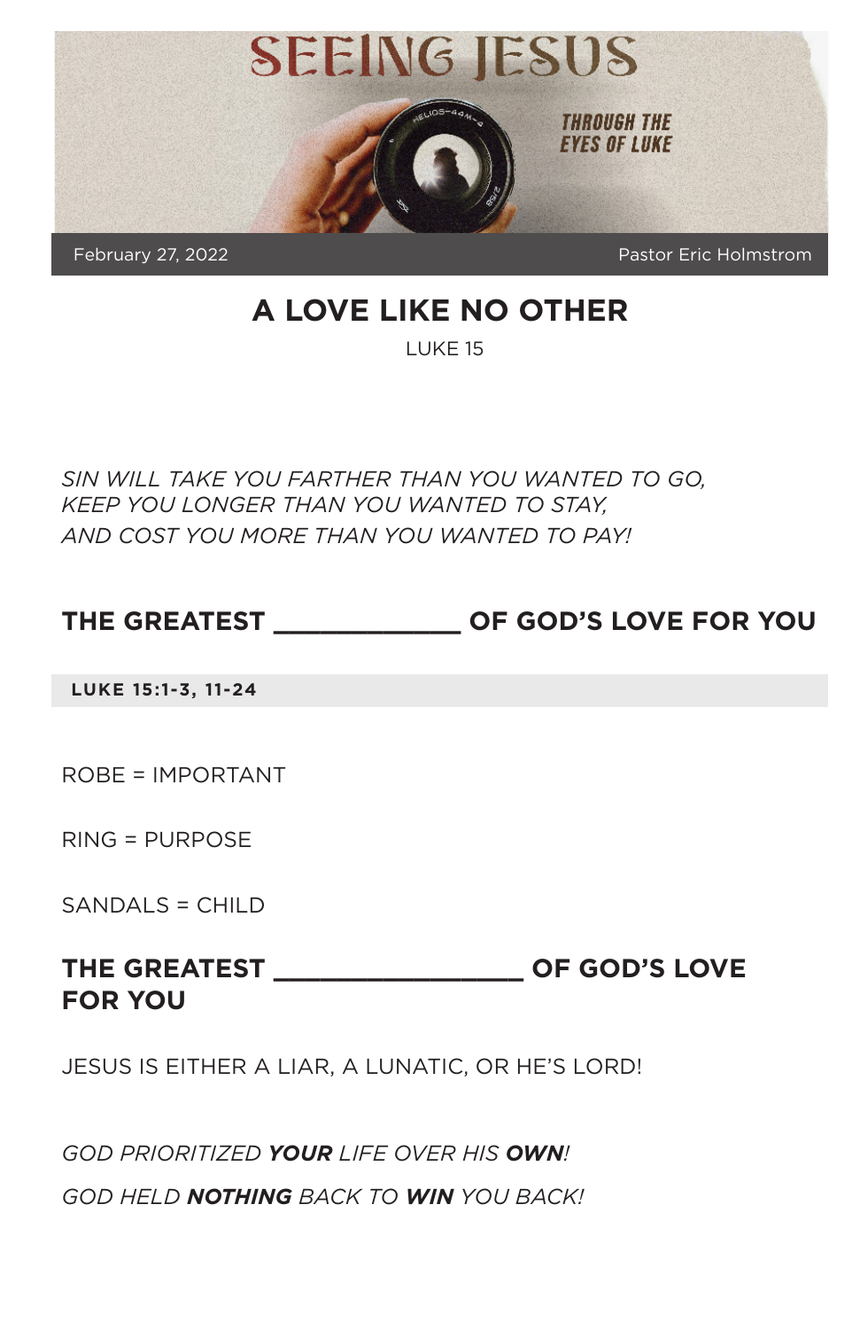# SEEING JESUS

THROUGH THE EYES OF LUKE

February 27, 2022 | Pastor Eric Holmstrom

## A LOVE LIKE NO OTHER

LUKE 15

*SIN WILL TAKE YOU FARTHER THAN YOU WANTED TO GO,*
*KEEP YOU LONGER THAN YOU WANTED TO STAY,*
*AND COST YOU MORE THAN YOU WANTED TO PAY!*

### THE GREATEST ____________ OF GOD'S LOVE FOR YOU

**LUKE 15:1-3, 11-24**

ROBE = IMPORTANT

RING = PURPOSE

SANDALS = CHILD

### THE GREATEST ________________ OF GOD'S LOVE FOR YOU

JESUS IS EITHER A LIAR, A LUNATIC, OR HE'S LORD!

*GOD PRIORITIZED **YOUR** LIFE OVER HIS **OWN**!*

*GOD HELD **NOTHING** BACK TO **WIN** YOU BACK!*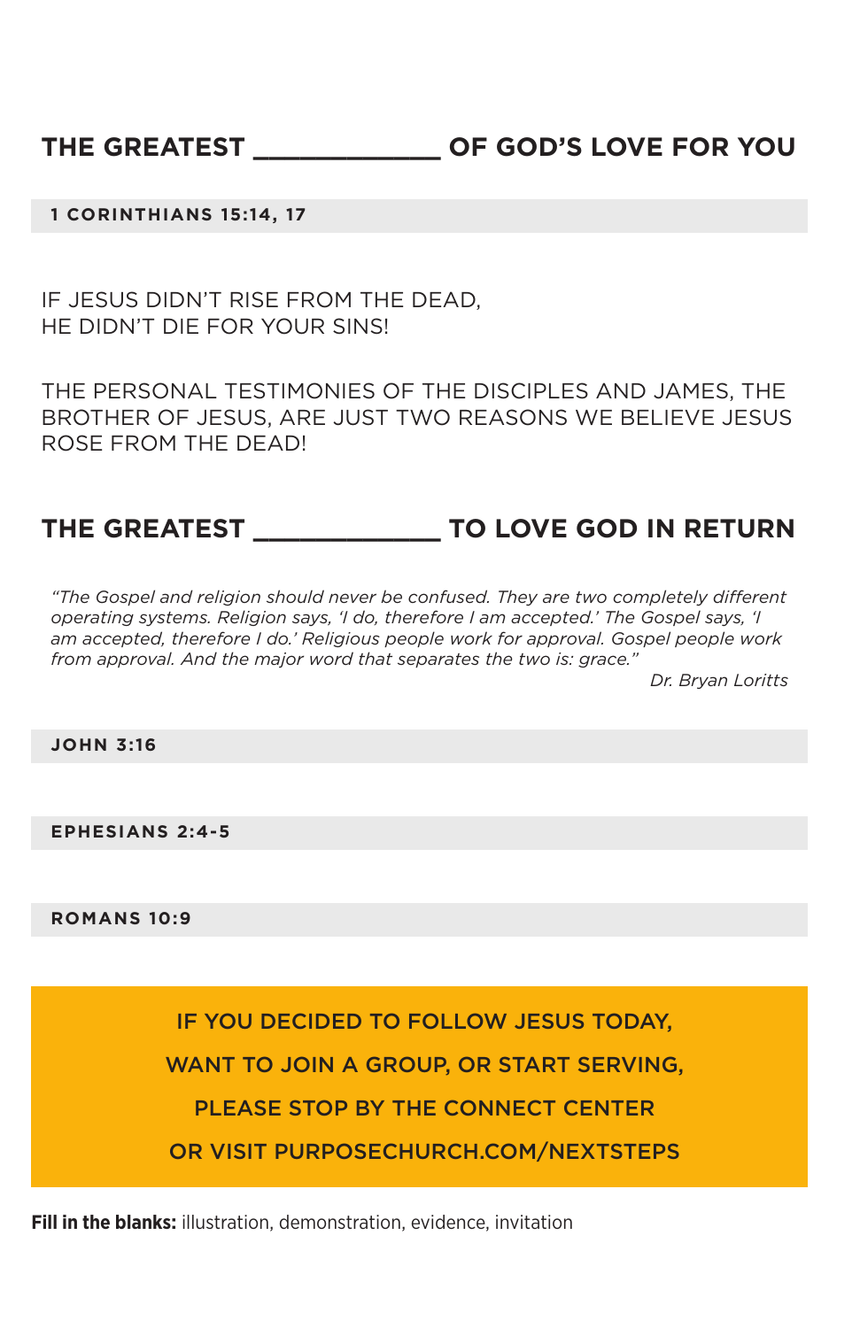## THE GREATEST ____________ OF GOD'S LOVE FOR YOU

**1 CORINTHIANS 15:14, 17**

IF JESUS DIDN'T RISE FROM THE DEAD,
HE DIDN'T DIE FOR YOUR SINS!

THE PERSONAL TESTIMONIES OF THE DISCIPLES AND JAMES, THE BROTHER OF JESUS, ARE JUST TWO REASONS WE BELIEVE JESUS ROSE FROM THE DEAD!

## THE GREATEST ____________ TO LOVE GOD IN RETURN

*"The Gospel and religion should never be confused. They are two completely different operating systems. Religion says, 'I do, therefore I am accepted.' The Gospel says, 'I am accepted, therefore I do.' Religious people work for approval. Gospel people work from approval. And the major word that separates the two is: grace."*

*Dr. Bryan Loritts*

**JOHN 3:16**

**EPHESIANS 2:4-5**

**ROMANS 10:9**

**IF YOU DECIDED TO FOLLOW JESUS TODAY,**
**WANT TO JOIN A GROUP, OR START SERVING,**
**PLEASE STOP BY THE CONNECT CENTER**
**OR VISIT PURPOSECHURCH.COM/NEXTSTEPS**

**Fill in the blanks:** illustration, demonstration, evidence, invitation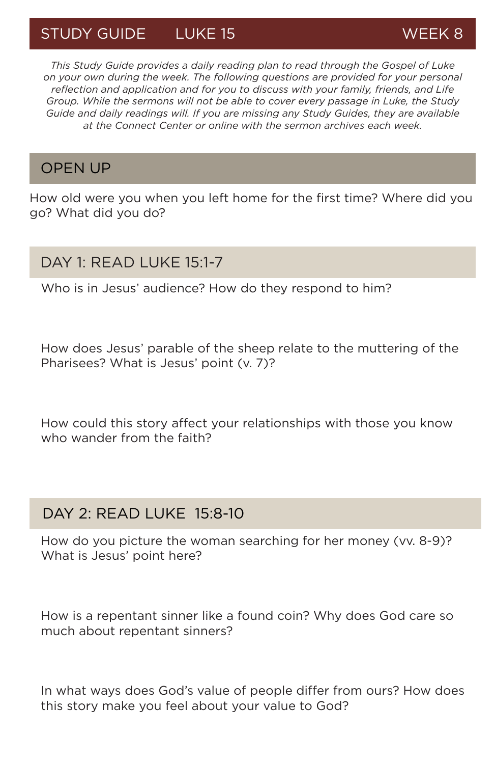## STUDY GUIDE LUKE 15 WEEK 8

*This Study Guide provides a daily reading plan to read through the Gospel of Luke on your own during the week. The following questions are provided for your personal reflection and application and for you to discuss with your family, friends, and Life Group. While the sermons will not be able to cover every passage in Luke, the Study Guide and daily readings will. If you are missing any Study Guides, they are available at the Connect Center or online with the sermon archives each week.*

## OPEN UP

How old were you when you left home for the first time? Where did you go? What did you do?

## DAY 1: READ LUKE 15:1-7

Who is in Jesus' audience? How do they respond to him?

How does Jesus' parable of the sheep relate to the muttering of the Pharisees? What is Jesus' point (v. 7)?

How could this story affect your relationships with those you know who wander from the faith?

## DAY 2: READ LUKE 15:8-10

How do you picture the woman searching for her money (vv. 8-9)? What is Jesus' point here?

How is a repentant sinner like a found coin? Why does God care so much about repentant sinners?

In what ways does God's value of people differ from ours? How does this story make you feel about your value to God?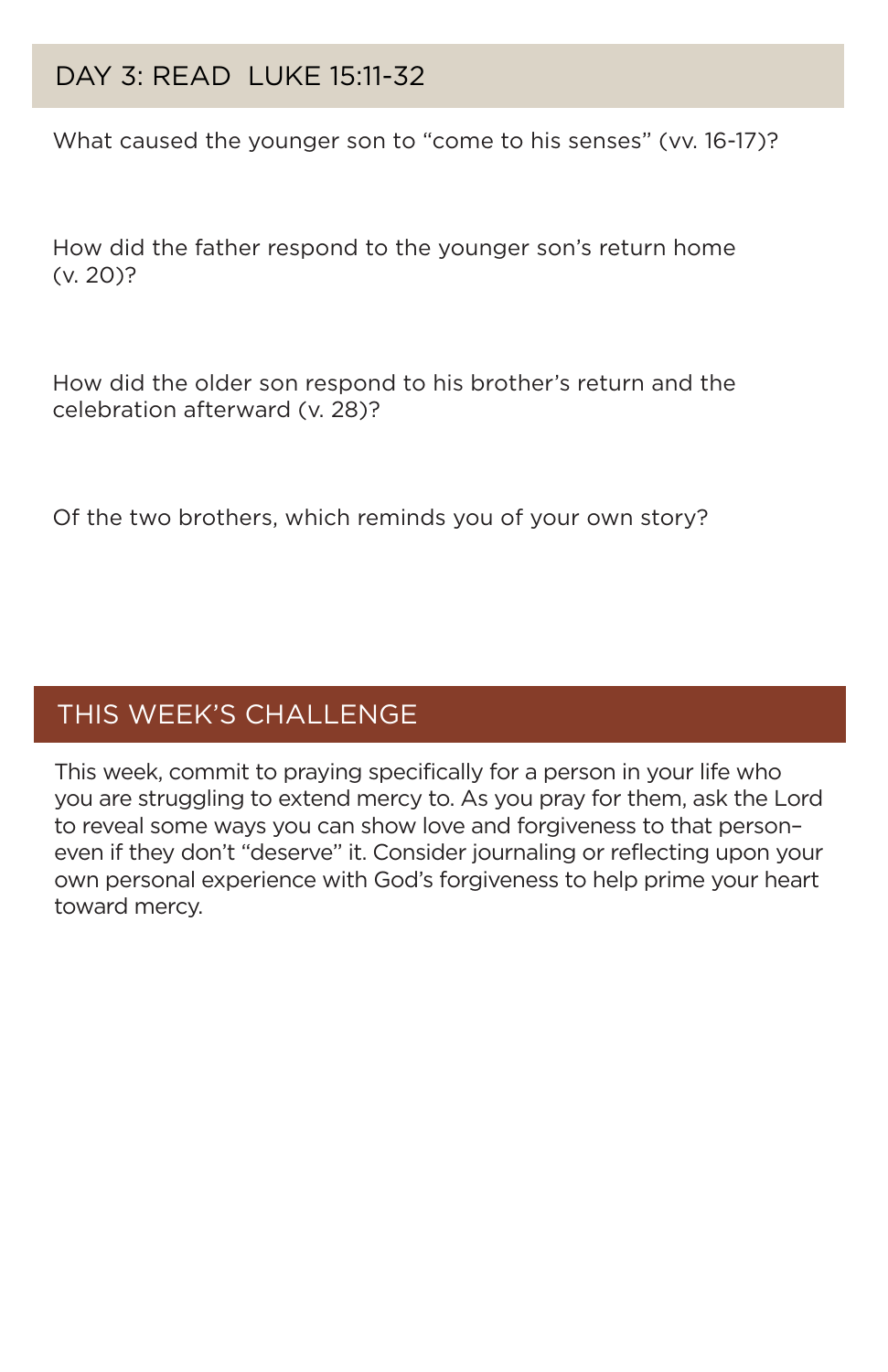## DAY 3: READ LUKE 15:11-32

What caused the younger son to "come to his senses" (vv. 16-17)?

How did the father respond to the younger son's return home (v. 20)?

How did the older son respond to his brother's return and the celebration afterward (v. 28)?

Of the two brothers, which reminds you of your own story?

## THIS WEEK'S CHALLENGE

This week, commit to praying specifically for a person in your life who you are struggling to extend mercy to. As you pray for them, ask the Lord to reveal some ways you can show love and forgiveness to that person–even if they don't "deserve" it. Consider journaling or reflecting upon your own personal experience with God's forgiveness to help prime your heart toward mercy.